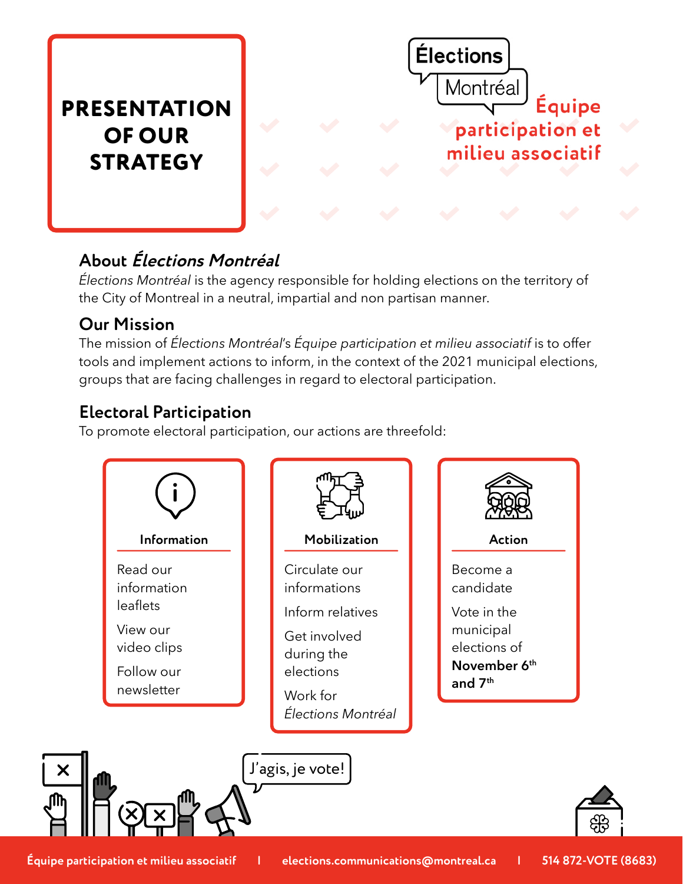# PRESENTATION OF OUR STRATEGY

Élections Montréal

Équipe participation et milieu associatif

## About *Élections Montréal*

*Élections Montréal* is the agency responsible for holding elections on the territory of the City of Montreal in a neutral, impartial and non partisan manner.

## Our Mission

The mission of *Élections Montréal*'s *Équipe participation et milieu associatif* is to offer tools and implement actions to inform, in the context of the 2021 municipal elections, groups that are facing challenges in regard to electoral participation.

## Electoral Participation

To promote electoral participation, our actions are threefold:

### Information

- Read our information leaflets
- View our video clips
- Follow our newsletter

### Mobilization

- Circulate our informations
- Inform relatives
- Get involved during the elections
- Work for *Élections Montréal*

### Action

- Become a candidate
- Vote in the municipal elections of **November 6th and 7th**

J'agis, je vote!

Équipe participation et milieu associatif | elections.communications@montreal.ca | 514 872-VOTE (8683)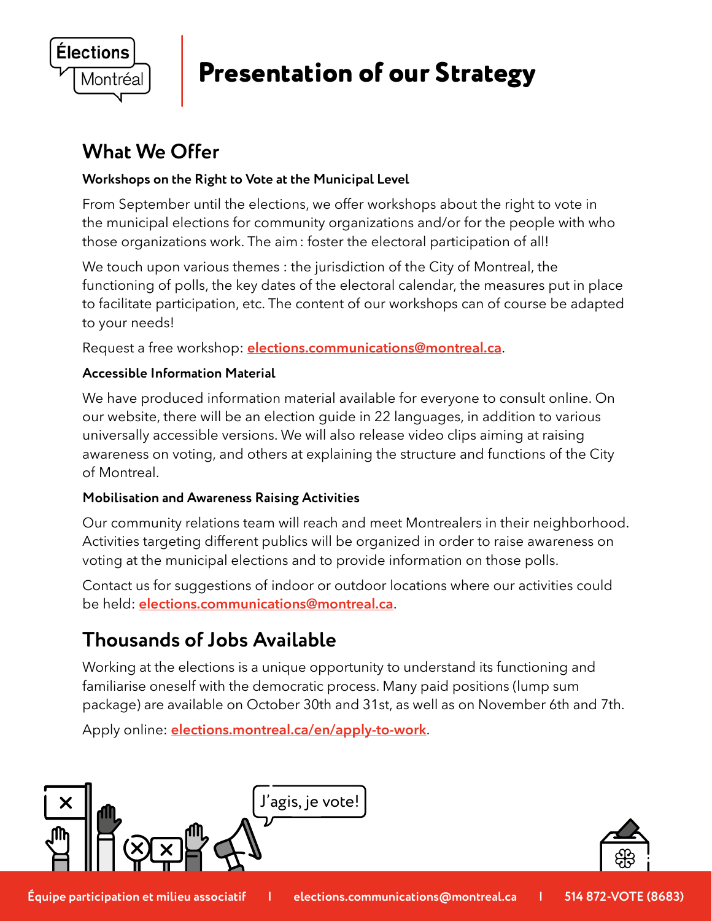# Presentation of our Strategy

## What We Offer

**Workshops on the Right to Vote at the Municipal Level**

From September until the elections, we offer workshops about the right to vote in the municipal elections for community organizations and/or for the people with who those organizations work. The aim : foster the electoral participation of all!

We touch upon various themes : the jurisdiction of the City of Montreal, the functioning of polls, the key dates of the electoral calendar, the measures put in place to facilitate participation, etc. The content of our workshops can of course be adapted to your needs!

Request a free workshop: **elections.communications@montreal.ca**.

**Accessible Information Material**

We have produced information material available for everyone to consult online. On our website, there will be an election guide in 22 languages, in addition to various universally accessible versions. We will also release video clips aiming at raising awareness on voting, and others at explaining the structure and functions of the City of Montreal.

**Mobilisation and Awareness Raising Activities**

Our community relations team will reach and meet Montrealers in their neighborhood. Activities targeting different publics will be organized in order to raise awareness on voting at the municipal elections and to provide information on those polls.

Contact us for suggestions of indoor or outdoor locations where our activities could be held: **elections.communications@montreal.ca**.

## Thousands of Jobs Available

Working at the elections is a unique opportunity to understand its functioning and familiarise oneself with the democratic process. Many paid positions (lump sum package) are available on October 30th and 31st, as well as on November 6th and 7th.

Apply online: **elections.montreal.ca/en/apply-to-work**.

J'agis, je vote!

Équipe participation et milieu associatif | elections.communications@montreal.ca | 514 872-VOTE (8683)